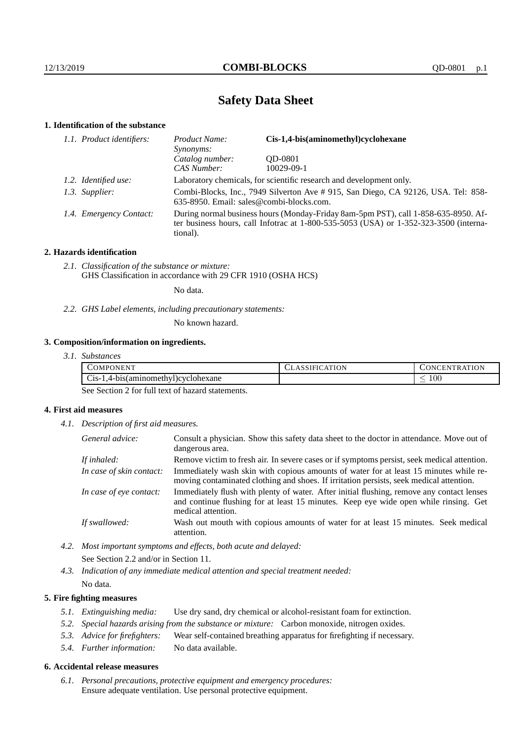# Safety Data Sheet

## 1. Identification of the substance

| 1.1. Product identifiers: | Product Name: | **Cis-1,4-bis(aminomethyl)cyclohexane** |
|---|---|---|
| | Synonyms: | |
| | Catalog number: | QD-0801 |
| | CAS Number: | 10029-09-1 |

*1.2. Identified use:* Laboratory chemicals, for scientific research and development only.

*1.3. Supplier:* Combi-Blocks, Inc., 7949 Silverton Ave # 915, San Diego, CA 92126, USA. Tel: 858-635-8950. Email: sales@combi-blocks.com.

*1.4. Emergency Contact:* During normal business hours (Monday-Friday 8am-5pm PST), call 1-858-635-8950. After business hours, call Infotrac at 1-800-535-5053 (USA) or 1-352-323-3500 (international).

## 2. Hazards identification

*2.1. Classification of the substance or mixture:*
GHS Classification in accordance with 29 CFR 1910 (OSHA HCS)

No data.

*2.2. GHS Label elements, including precautionary statements:*

No known hazard.

## 3. Composition/information on ingredients.

*3.1. Substances*

| COMPONENT | CLASSIFICATION | CONCENTRATION |
|---|---|---|
| Cis-1,4-bis(aminomethyl)cyclohexane | | $\leq 100$ |

See Section 2 for full text of hazard statements.

## 4. First aid measures

*4.1. Description of first aid measures.*

*General advice:* Consult a physician. Show this safety data sheet to the doctor in attendance. Move out of dangerous area.

*If inhaled:* Remove victim to fresh air. In severe cases or if symptoms persist, seek medical attention.

*In case of skin contact:* Immediately wash skin with copious amounts of water for at least 15 minutes while removing contaminated clothing and shoes. If irritation persists, seek medical attention.

*In case of eye contact:* Immediately flush with plenty of water. After initial flushing, remove any contact lenses and continue flushing for at least 15 minutes. Keep eye wide open while rinsing. Get medical attention.

*If swallowed:* Wash out mouth with copious amounts of water for at least 15 minutes. Seek medical attention.

*4.2. Most important symptoms and effects, both acute and delayed:*

See Section 2.2 and/or in Section 11.

*4.3. Indication of any immediate medical attention and special treatment needed:*

No data.

## 5. Fire fighting measures

*5.1. Extinguishing media:* Use dry sand, dry chemical or alcohol-resistant foam for extinction.

*5.2. Special hazards arising from the substance or mixture:* Carbon monoxide, nitrogen oxides.

*5.3. Advice for firefighters:* Wear self-contained breathing apparatus for firefighting if necessary.

*5.4. Further information:* No data available.

## 6. Accidental release measures

*6.1. Personal precautions, protective equipment and emergency procedures:*
Ensure adequate ventilation. Use personal protective equipment.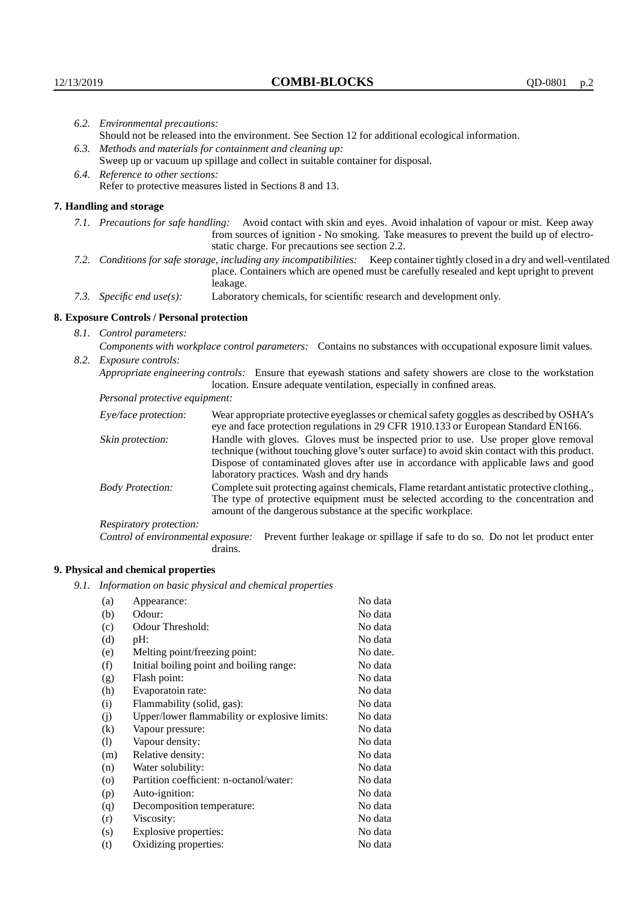*6.2. Environmental precautions:*
Should not be released into the environment. See Section 12 for additional ecological information.

*6.3. Methods and materials for containment and cleaning up:*
Sweep up or vacuum up spillage and collect in suitable container for disposal.

*6.4. Reference to other sections:*
Refer to protective measures listed in Sections 8 and 13.

## 7. Handling and storage

*7.1. Precautions for safe handling:* Avoid contact with skin and eyes. Avoid inhalation of vapour or mist. Keep away from sources of ignition - No smoking. Take measures to prevent the build up of electrostatic charge. For precautions see section 2.2.

*7.2. Conditions for safe storage, including any incompatibilities:* Keep container tightly closed in a dry and well-ventilated place. Containers which are opened must be carefully resealed and kept upright to prevent leakage.

*7.3. Specific end use(s):* Laboratory chemicals, for scientific research and development only.

## 8. Exposure Controls / Personal protection

*8.1. Control parameters:*
*Components with workplace control parameters:* Contains no substances with occupational exposure limit values.

*8.2. Exposure controls:*
*Appropriate engineering controls:* Ensure that eyewash stations and safety showers are close to the workstation location. Ensure adequate ventilation, especially in confined areas.

*Personal protective equipment:*

*Eye/face protection:* Wear appropriate protective eyeglasses or chemical safety goggles as described by OSHA's eye and face protection regulations in 29 CFR 1910.133 or European Standard EN166.

*Skin protection:* Handle with gloves. Gloves must be inspected prior to use. Use proper glove removal technique (without touching glove's outer surface) to avoid skin contact with this product. Dispose of contaminated gloves after use in accordance with applicable laws and good laboratory practices. Wash and dry hands

*Body Protection:* Complete suit protecting against chemicals, Flame retardant antistatic protective clothing., The type of protective equipment must be selected according to the concentration and amount of the dangerous substance at the specific workplace.

*Respiratory protection:*

*Control of environmental exposure:* Prevent further leakage or spillage if safe to do so. Do not let product enter drains.

## 9. Physical and chemical properties

*9.1. Information on basic physical and chemical properties*

| | | |
|---|---|---|
| (a) | Appearance: | No data |
| (b) | Odour: | No data |
| (c) | Odour Threshold: | No data |
| (d) | pH: | No data |
| (e) | Melting point/freezing point: | No date. |
| (f) | Initial boiling point and boiling range: | No data |
| (g) | Flash point: | No data |
| (h) | Evaporatoin rate: | No data |
| (i) | Flammability (solid, gas): | No data |
| (j) | Upper/lower flammability or explosive limits: | No data |
| (k) | Vapour pressure: | No data |
| (l) | Vapour density: | No data |
| (m) | Relative density: | No data |
| (n) | Water solubility: | No data |
| (o) | Partition coefficient: n-octanol/water: | No data |
| (p) | Auto-ignition: | No data |
| (q) | Decomposition temperature: | No data |
| (r) | Viscosity: | No data |
| (s) | Explosive properties: | No data |
| (t) | Oxidizing properties: | No data |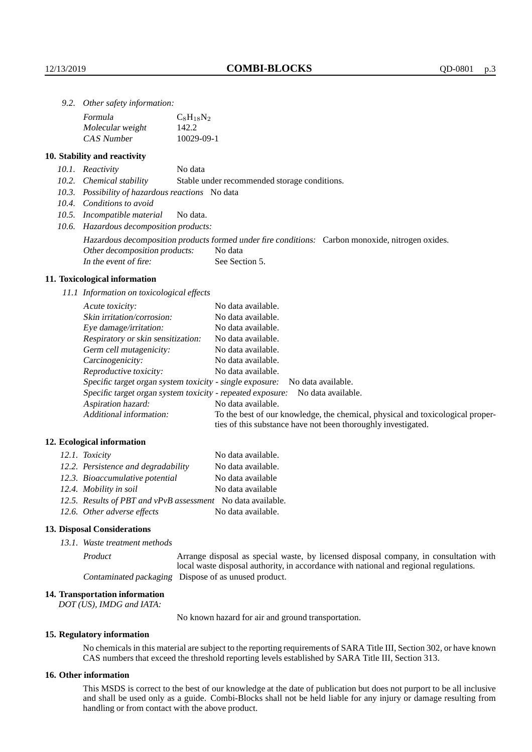*9.2. Other safety information:*

| | |
|---|---|
| *Formula* | $C_8H_{18}N_2$ |
| *Molecular weight* | 142.2 |
| *CAS Number* | 10029-09-1 |

### 10. Stability and reactivity

*10.1. Reactivity* No data

*10.2. Chemical stability* Stable under recommended storage conditions.

*10.3. Possibility of hazardous reactions* No data

*10.4. Conditions to avoid*

*10.5. Incompatible material* No data.

*10.6. Hazardous decomposition products:*

*Hazardous decomposition products formed under fire conditions:* Carbon monoxide, nitrogen oxides.

*Other decomposition products:* No data

*In the event of fire:* See Section 5.

### 11. Toxicological information

*11.1 Information on toxicological effects*

| | |
|---|---|
| *Acute toxicity:* | No data available. |
| *Skin irritation/corrosion:* | No data available. |
| *Eye damage/irritation:* | No data available. |
| *Respiratory or skin sensitization:* | No data available. |
| *Germ cell mutagenicity:* | No data available. |
| *Carcinogenicity:* | No data available. |
| *Reproductive toxicity:* | No data available. |
| *Specific target organ system toxicity - single exposure:* | No data available. |
| *Specific target organ system toxicity - repeated exposure:* | No data available. |
| *Aspiration hazard:* | No data available. |
| *Additional information:* | To the best of our knowledge, the chemical, physical and toxicological properties of this substance have not been thoroughly investigated. |

### 12. Ecological information

| | |
|---|---|
| *12.1. Toxicity* | No data available. |
| *12.2. Persistence and degradability* | No data available. |
| *12.3. Bioaccumulative potential* | No data available |
| *12.4. Mobility in soil* | No data available |
| *12.5. Results of PBT and vPvB assessment* | No data available. |
| *12.6. Other adverse effects* | No data available. |

### 13. Disposal Considerations

*13.1. Waste treatment methods*

*Product* Arrange disposal as special waste, by licensed disposal company, in consultation with local waste disposal authority, in accordance with national and regional regulations.

*Contaminated packaging* Dispose of as unused product.

### 14. Transportation information

*DOT (US), IMDG and IATA:*

No known hazard for air and ground transportation.

### 15. Regulatory information

No chemicals in this material are subject to the reporting requirements of SARA Title III, Section 302, or have known CAS numbers that exceed the threshold reporting levels established by SARA Title III, Section 313.

### 16. Other information

This MSDS is correct to the best of our knowledge at the date of publication but does not purport to be all inclusive and shall be used only as a guide. Combi-Blocks shall not be held liable for any injury or damage resulting from handling or from contact with the above product.